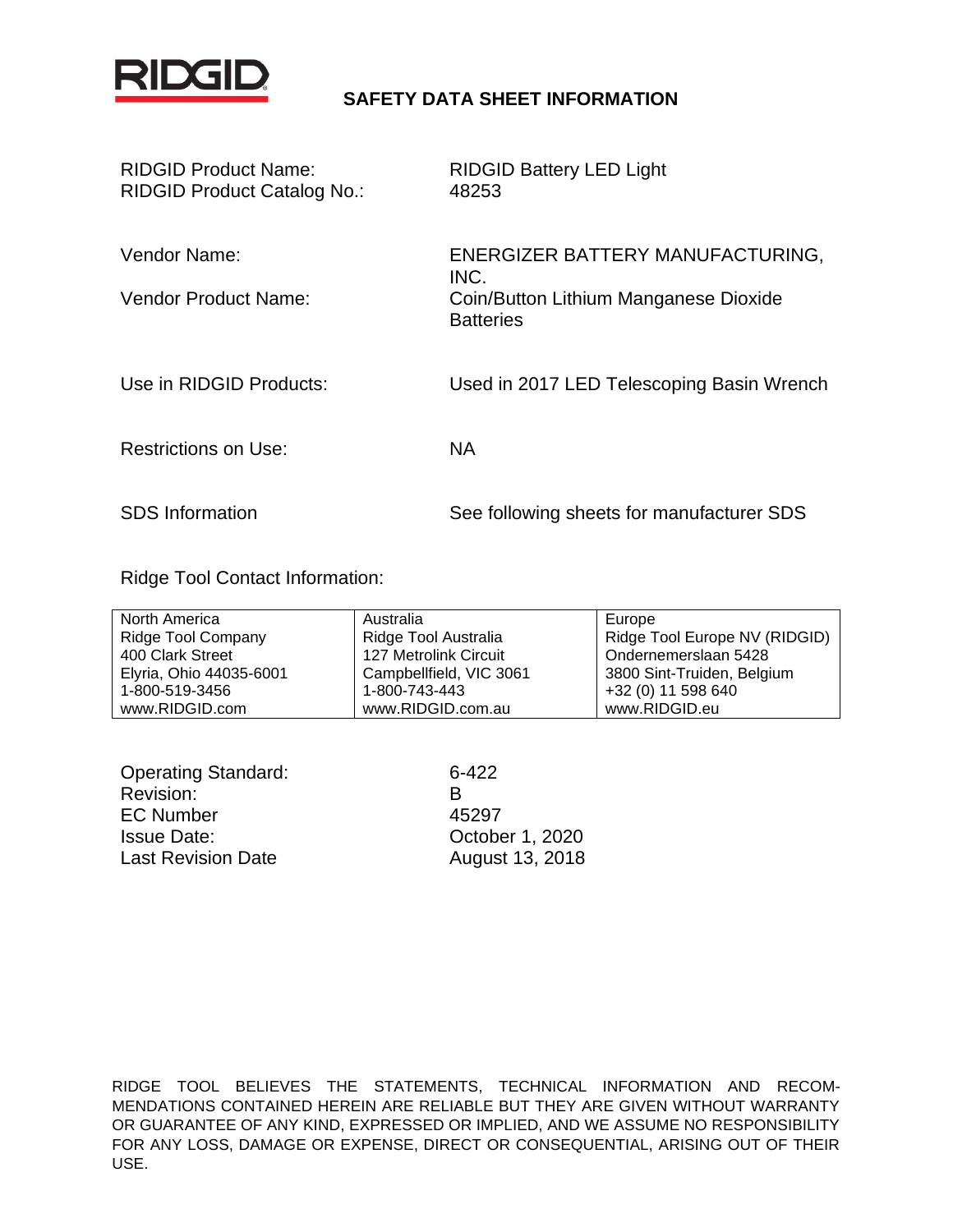RIDGID

# SAFETY DATA SHEET INFORMATION

RIDGID Product Name: RIDGID Battery LED Light
RIDGID Product Catalog No.: 48253

Vendor Name: ENERGIZER BATTERY MANUFACTURING, INC.

Vendor Product Name: Coin/Button Lithium Manganese Dioxide Batteries

Use in RIDGID Products: Used in 2017 LED Telescoping Basin Wrench

Restrictions on Use: NA

SDS Information: See following sheets for manufacturer SDS

Ridge Tool Contact Information:

| North America | Australia | Europe |
|---|---|---|
| Ridge Tool Company | Ridge Tool Australia | Ridge Tool Europe NV (RIDGID) |
| 400 Clark Street | 127 Metrolink Circuit | Ondernemerslaan 5428 |
| Elyria, Ohio 44035-6001 | Campbellfield, VIC 3061 | 3800 Sint-Truiden, Belgium |
| 1-800-519-3456 | 1-800-743-443 | +32 (0) 11 598 640 |
| www.RIDGID.com | www.RIDGID.com.au | www.RIDGID.eu |

Operating Standard: 6-422
Revision: B
EC Number: 45297
Issue Date: October 1, 2020
Last Revision Date: August 13, 2018

RIDGE TOOL BELIEVES THE STATEMENTS, TECHNICAL INFORMATION AND RECOMMENDATIONS CONTAINED HEREIN ARE RELIABLE BUT THEY ARE GIVEN WITHOUT WARRANTY OR GUARANTEE OF ANY KIND, EXPRESSED OR IMPLIED, AND WE ASSUME NO RESPONSIBILITY FOR ANY LOSS, DAMAGE OR EXPENSE, DIRECT OR CONSEQUENTIAL, ARISING OUT OF THEIR USE.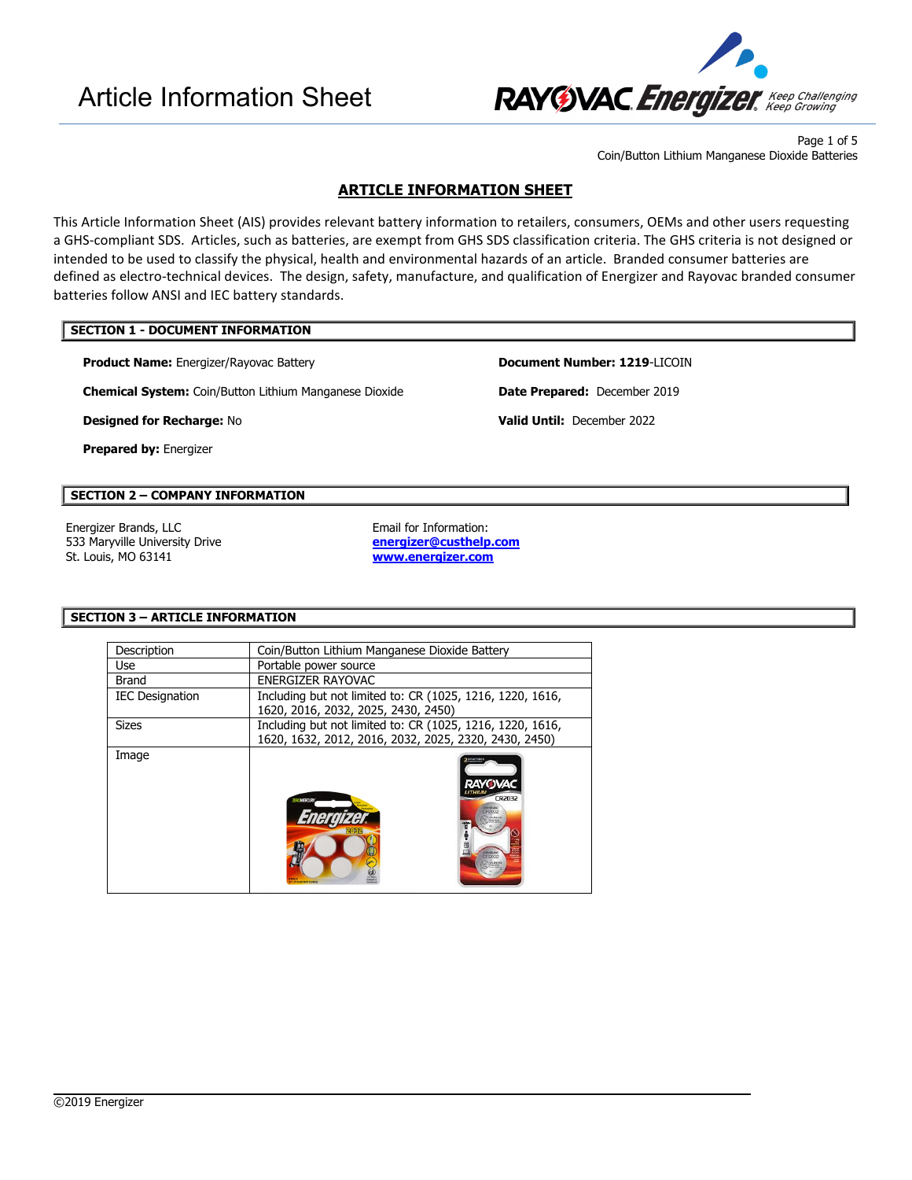# Article Information Sheet

## ARTICLE INFORMATION SHEET

This Article Information Sheet (AIS) provides relevant battery information to retailers, consumers, OEMs and other users requesting a GHS-compliant SDS. Articles, such as batteries, are exempt from GHS SDS classification criteria. The GHS criteria is not designed or intended to be used to classify the physical, health and environmental hazards of an article. Branded consumer batteries are defined as electro-technical devices. The design, safety, manufacture, and qualification of Energizer and Rayovac branded consumer batteries follow ANSI and IEC battery standards.

### SECTION 1 - DOCUMENT INFORMATION

**Product Name:** Energizer/Rayovac Battery

**Chemical System:** Coin/Button Lithium Manganese Dioxide

**Designed for Recharge:** No

**Prepared by:** Energizer

**Document Number: 1219**-LICOIN

**Date Prepared:** December 2019

**Valid Until:** December 2022

### SECTION 2 – COMPANY INFORMATION

Energizer Brands, LLC
533 Maryville University Drive
St. Louis, MO 63141

Email for Information:
**energizer@custhelp.com**
**www.energizer.com**

### SECTION 3 – ARTICLE INFORMATION

| | |
|---|---|
| Description | Coin/Button Lithium Manganese Dioxide Battery |
| Use | Portable power source |
| Brand | ENERGIZER RAYOVAC |
| IEC Designation | Including but not limited to: CR (1025, 1216, 1220, 1616, 1620, 2016, 2032, 2025, 2430, 2450) |
| Sizes | Including but not limited to: CR (1025, 1216, 1220, 1616, 1620, 1632, 2012, 2016, 2032, 2025, 2320, 2430, 2450) |
| Image | |

©2019 Energizer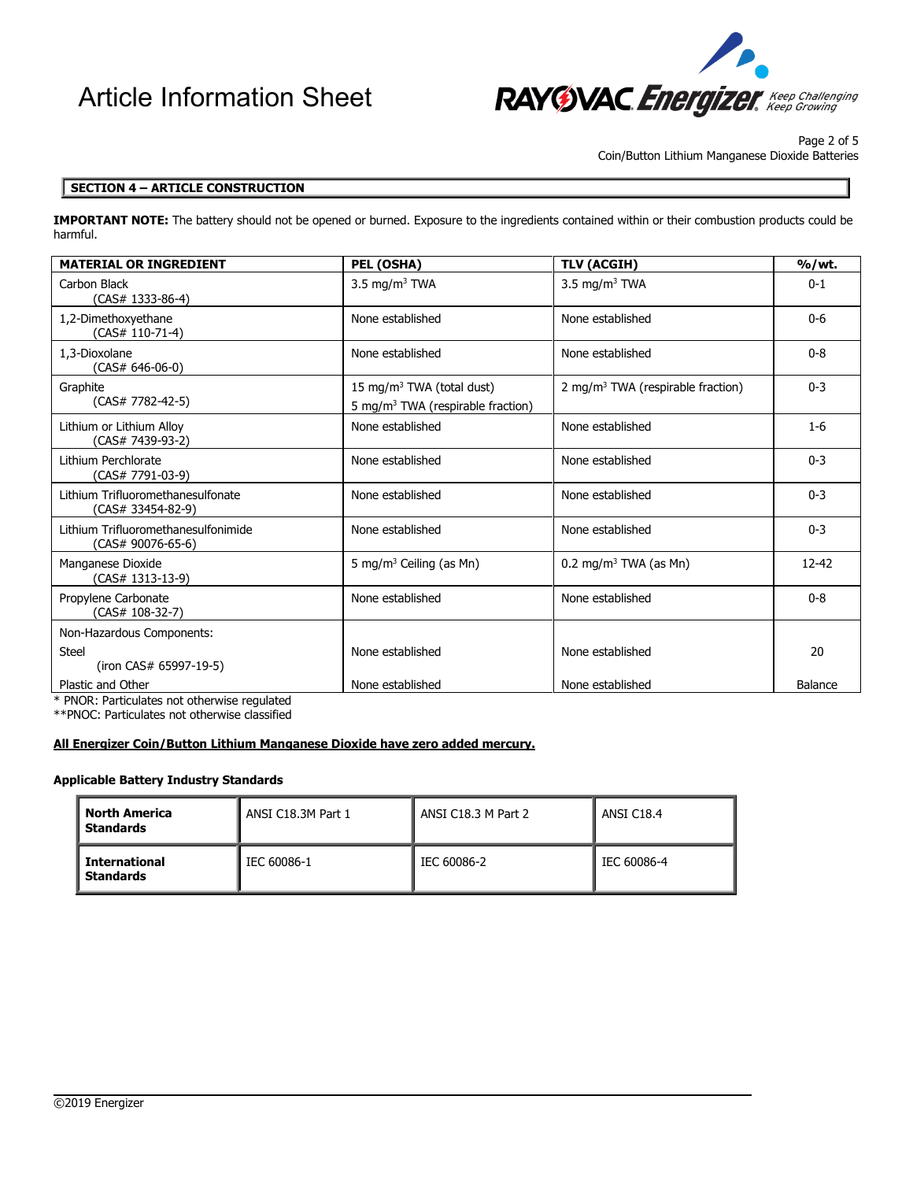## SECTION 4 – ARTICLE CONSTRUCTION

**IMPORTANT NOTE:** The battery should not be opened or burned. Exposure to the ingredients contained within or their combustion products could be harmful.

| MATERIAL OR INGREDIENT | PEL (OSHA) | TLV (ACGIH) | %/wt. |
|---|---|---|---|
| Carbon Black (CAS# 1333-86-4) | 3.5 mg/m³ TWA | 3.5 mg/m³ TWA | 0-1 |
| 1,2-Dimethoxyethane (CAS# 110-71-4) | None established | None established | 0-6 |
| 1,3-Dioxolane (CAS# 646-06-0) | None established | None established | 0-8 |
| Graphite (CAS# 7782-42-5) | 15 mg/m³ TWA (total dust)<br>5 mg/m³ TWA (respirable fraction) | 2 mg/m³ TWA (respirable fraction) | 0-3 |
| Lithium or Lithium Alloy (CAS# 7439-93-2) | None established | None established | 1-6 |
| Lithium Perchlorate (CAS# 7791-03-9) | None established | None established | 0-3 |
| Lithium Trifluoromethanesulfonate (CAS# 33454-82-9) | None established | None established | 0-3 |
| Lithium Trifluoromethanesulfonimide (CAS# 90076-65-6) | None established | None established | 0-3 |
| Manganese Dioxide (CAS# 1313-13-9) | 5 mg/m³ Ceiling (as Mn) | 0.2 mg/m³ TWA (as Mn) | 12-42 |
| Propylene Carbonate (CAS# 108-32-7) | None established | None established | 0-8 |
| Non-Hazardous Components: | | | |
| Steel (iron CAS# 65997-19-5) | None established | None established | 20 |
| Plastic and Other | None established | None established | Balance |

\* PNOR: Particulates not otherwise regulated
\*\*PNOC: Particulates not otherwise classified

**All Energizer Coin/Button Lithium Manganese Dioxide have zero added mercury.**

**Applicable Battery Industry Standards**

| | | | |
|---|---|---|---|
| **North America Standards** | ANSI C18.3M Part 1 | ANSI C18.3 M Part 2 | ANSI C18.4 |
| **International Standards** | IEC 60086-1 | IEC 60086-2 | IEC 60086-4 |

©2019 Energizer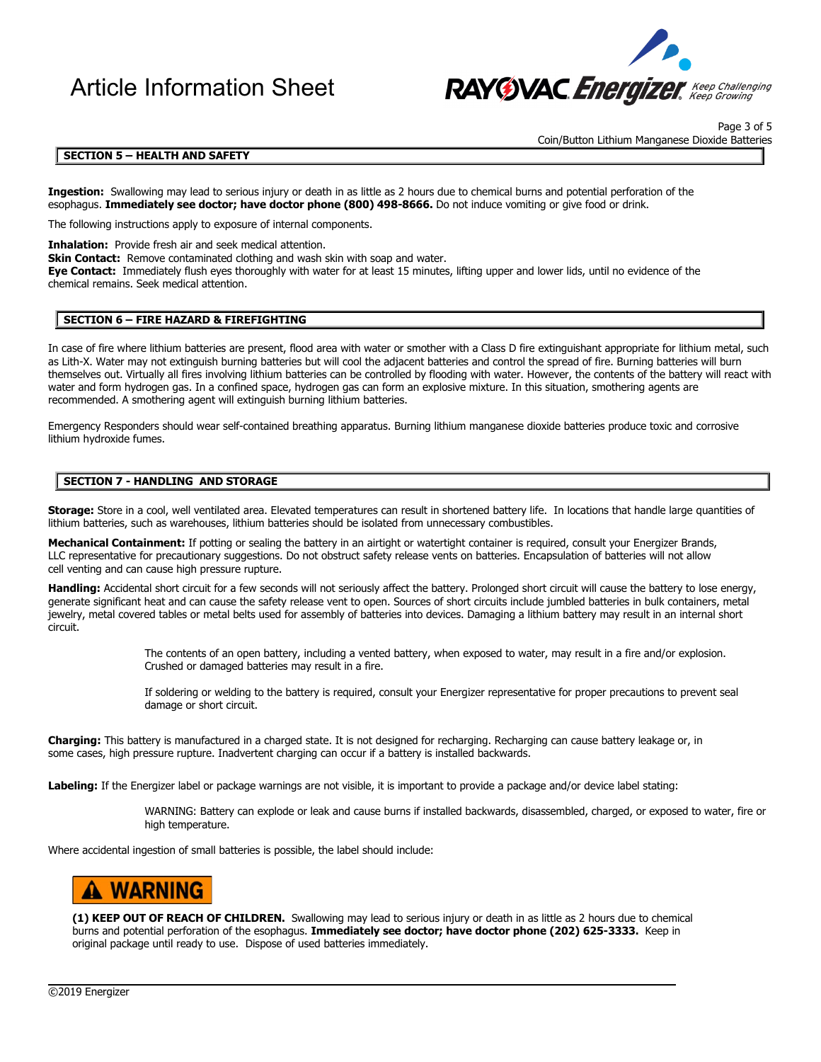## SECTION 5 – HEALTH AND SAFETY

**Ingestion:** Swallowing may lead to serious injury or death in as little as 2 hours due to chemical burns and potential perforation of the esophagus. **Immediately see doctor; have doctor phone (800) 498-8666.** Do not induce vomiting or give food or drink.

The following instructions apply to exposure of internal components.

**Inhalation:** Provide fresh air and seek medical attention.
**Skin Contact:** Remove contaminated clothing and wash skin with soap and water.
**Eye Contact:** Immediately flush eyes thoroughly with water for at least 15 minutes, lifting upper and lower lids, until no evidence of the chemical remains. Seek medical attention.

## SECTION 6 – FIRE HAZARD & FIREFIGHTING

In case of fire where lithium batteries are present, flood area with water or smother with a Class D fire extinguishant appropriate for lithium metal, such as Lith-X. Water may not extinguish burning batteries but will cool the adjacent batteries and control the spread of fire. Burning batteries will burn themselves out. Virtually all fires involving lithium batteries can be controlled by flooding with water. However, the contents of the battery will react with water and form hydrogen gas. In a confined space, hydrogen gas can form an explosive mixture. In this situation, smothering agents are recommended. A smothering agent will extinguish burning lithium batteries.

Emergency Responders should wear self-contained breathing apparatus. Burning lithium manganese dioxide batteries produce toxic and corrosive lithium hydroxide fumes.

## SECTION 7 - HANDLING AND STORAGE

**Storage:** Store in a cool, well ventilated area. Elevated temperatures can result in shortened battery life. In locations that handle large quantities of lithium batteries, such as warehouses, lithium batteries should be isolated from unnecessary combustibles.

**Mechanical Containment:** If potting or sealing the battery in an airtight or watertight container is required, consult your Energizer Brands, LLC representative for precautionary suggestions. Do not obstruct safety release vents on batteries. Encapsulation of batteries will not allow cell venting and can cause high pressure rupture.

**Handling:** Accidental short circuit for a few seconds will not seriously affect the battery. Prolonged short circuit will cause the battery to lose energy, generate significant heat and can cause the safety release vent to open. Sources of short circuits include jumbled batteries in bulk containers, metal jewelry, metal covered tables or metal belts used for assembly of batteries into devices. Damaging a lithium battery may result in an internal short circuit.

> The contents of an open battery, including a vented battery, when exposed to water, may result in a fire and/or explosion. Crushed or damaged batteries may result in a fire.
>
> If soldering or welding to the battery is required, consult your Energizer representative for proper precautions to prevent seal damage or short circuit.

**Charging:** This battery is manufactured in a charged state. It is not designed for recharging. Recharging can cause battery leakage or, in some cases, high pressure rupture. Inadvertent charging can occur if a battery is installed backwards.

**Labeling:** If the Energizer label or package warnings are not visible, it is important to provide a package and/or device label stating:

> WARNING: Battery can explode or leak and cause burns if installed backwards, disassembled, charged, or exposed to water, fire or high temperature.

Where accidental ingestion of small batteries is possible, the label should include:

**⚠ WARNING**

**(1) KEEP OUT OF REACH OF CHILDREN.** Swallowing may lead to serious injury or death in as little as 2 hours due to chemical burns and potential perforation of the esophagus. **Immediately see doctor; have doctor phone (202) 625-3333.** Keep in original package until ready to use. Dispose of used batteries immediately.

©2019 Energizer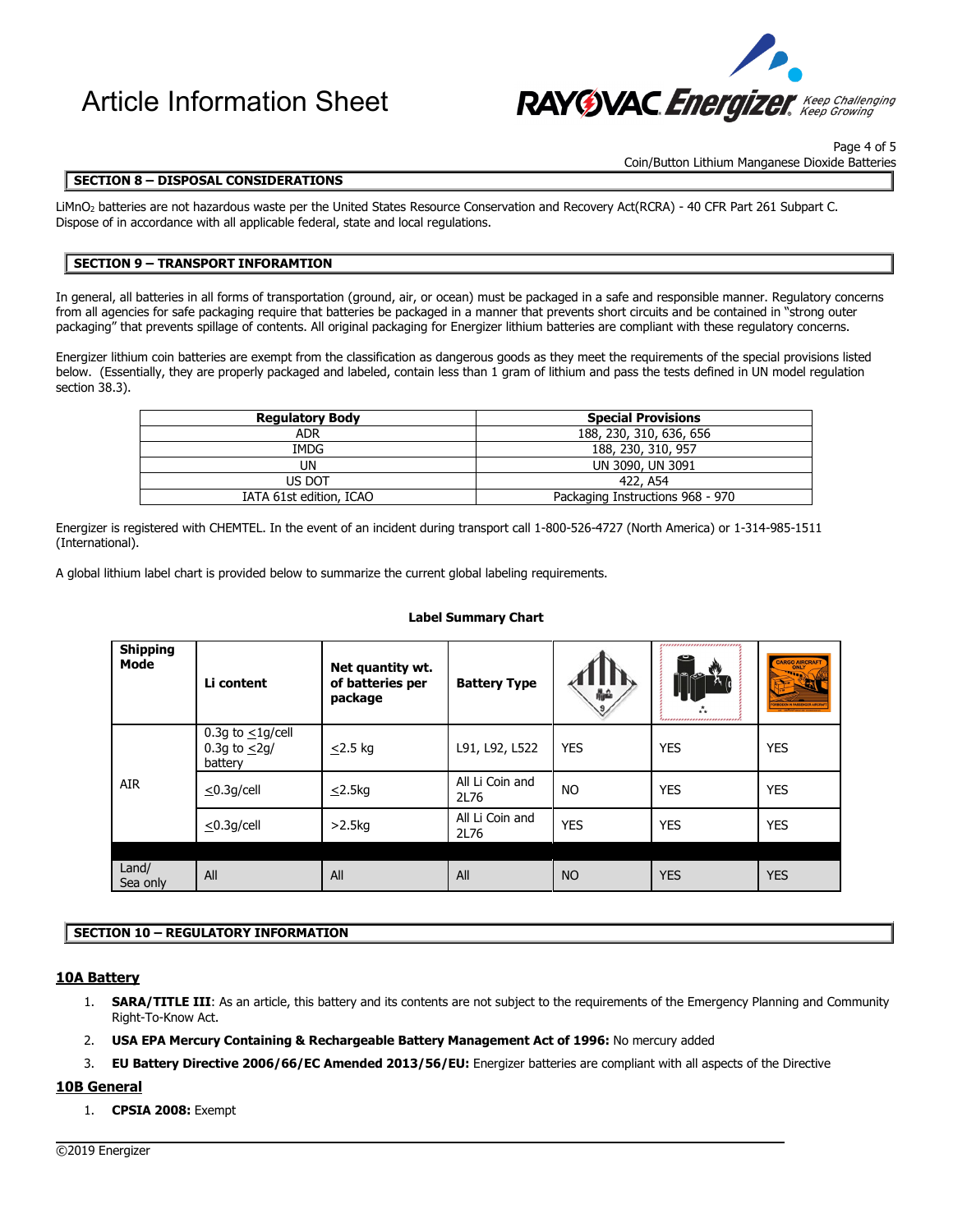## SECTION 8 – DISPOSAL CONSIDERATIONS

$LiMnO_2$ batteries are not hazardous waste per the United States Resource Conservation and Recovery Act(RCRA) - 40 CFR Part 261 Subpart C. Dispose of in accordance with all applicable federal, state and local regulations.

## SECTION 9 – TRANSPORT INFORAMTION

In general, all batteries in all forms of transportation (ground, air, or ocean) must be packaged in a safe and responsible manner. Regulatory concerns from all agencies for safe packaging require that batteries be packaged in a manner that prevents short circuits and be contained in "strong outer packaging" that prevents spillage of contents. All original packaging for Energizer lithium batteries are compliant with these regulatory concerns.

Energizer lithium coin batteries are exempt from the classification as dangerous goods as they meet the requirements of the special provisions listed below. (Essentially, they are properly packaged and labeled, contain less than 1 gram of lithium and pass the tests defined in UN model regulation section 38.3).

| Regulatory Body | Special Provisions |
|---|---|
| ADR | 188, 230, 310, 636, 656 |
| IMDG | 188, 230, 310, 957 |
| UN | UN 3090, UN 3091 |
| US DOT | 422, A54 |
| IATA 61st edition, ICAO | Packaging Instructions 968 - 970 |

Energizer is registered with CHEMTEL. In the event of an incident during transport call 1-800-526-4727 (North America) or 1-314-985-1511 (International).

A global lithium label chart is provided below to summarize the current global labeling requirements.

**Label Summary Chart**

| Shipping Mode | Li content | Net quantity wt. of batteries per package | Battery Type | Class 9 label | Lithium battery mark | Cargo Aircraft Only label |
|---|---|---|---|---|---|---|
| AIR | 0.3g to ≤1g/cell 0.3g to ≤2g/ battery | ≤2.5 kg | L91, L92, L522 | YES | YES | YES |
| | ≤0.3g/cell | ≤2.5kg | All Li Coin and 2L76 | NO | YES | YES |
| | ≤0.3g/cell | >2.5kg | All Li Coin and 2L76 | YES | YES | YES |
| Land/ Sea only | All | All | All | NO | YES | YES |

## SECTION 10 – REGULATORY INFORMATION

### 10A Battery

1. **SARA/TITLE III**: As an article, this battery and its contents are not subject to the requirements of the Emergency Planning and Community Right-To-Know Act.
2. **USA EPA Mercury Containing & Rechargeable Battery Management Act of 1996:** No mercury added
3. **EU Battery Directive 2006/66/EC Amended 2013/56/EU:** Energizer batteries are compliant with all aspects of the Directive

### 10B General

1. **CPSIA 2008:** Exempt

©2019 Energizer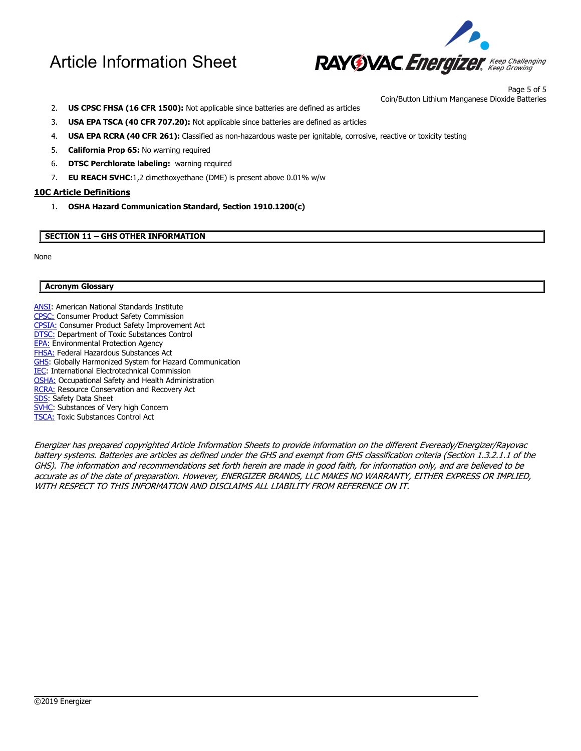2. **US CPSC FHSA (16 CFR 1500):** Not applicable since batteries are defined as articles
3. **USA EPA TSCA (40 CFR 707.20):** Not applicable since batteries are defined as articles
4. **USA EPA RCRA (40 CFR 261):** Classified as non-hazardous waste per ignitable, corrosive, reactive or toxicity testing
5. **California Prop 65:** No warning required
6. **DTSC Perchlorate labeling:** warning required
7. **EU REACH SVHC:** 1,2 dimethoxyethane (DME) is present above 0.01% w/w

## 10C Article Definitions

1. **OSHA Hazard Communication Standard, Section 1910.1200(c)**

## SECTION 11 – GHS OTHER INFORMATION

None

## Acronym Glossary

ANSI: American National Standards Institute
CPSC: Consumer Product Safety Commission
CPSIA: Consumer Product Safety Improvement Act
DTSC: Department of Toxic Substances Control
EPA: Environmental Protection Agency
FHSA: Federal Hazardous Substances Act
GHS: Globally Harmonized System for Hazard Communication
IEC: International Electrotechnical Commission
OSHA: Occupational Safety and Health Administration
RCRA: Resource Conservation and Recovery Act
SDS: Safety Data Sheet
SVHC: Substances of Very high Concern
TSCA: Toxic Substances Control Act

*Energizer has prepared copyrighted Article Information Sheets to provide information on the different Eveready/Energizer/Rayovac battery systems. Batteries are articles as defined under the GHS and exempt from GHS classification criteria (Section 1.3.2.1.1 of the GHS). The information and recommendations set forth herein are made in good faith, for information only, and are believed to be accurate as of the date of preparation. However, ENERGIZER BRANDS, LLC MAKES NO WARRANTY, EITHER EXPRESS OR IMPLIED, WITH RESPECT TO THIS INFORMATION AND DISCLAIMS ALL LIABILITY FROM REFERENCE ON IT.*